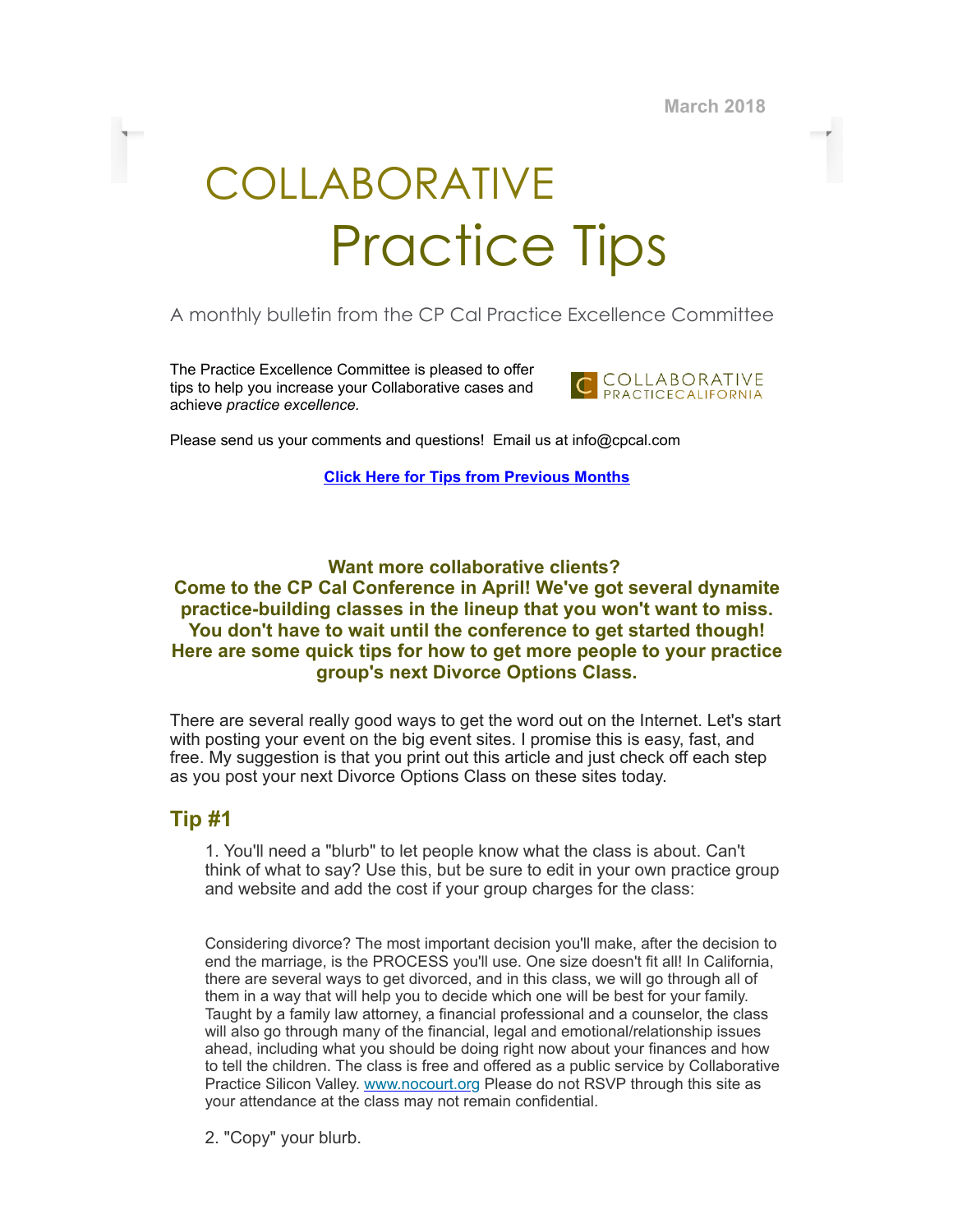March 2018

# COLLABORATIVE
# Practice Tips

A monthly bulletin from the CP Cal Practice Excellence Committee

The Practice Excellence Committee is pleased to offer tips to help you increase your Collaborative cases and achieve *practice excellence.*

COLLABORATIVE PRACTICECALIFORNIA

Please send us your comments and questions! Email us at info@cpcal.com

**[Click Here for Tips from Previous Months]**

**Want more collaborative clients?**
**Come to the CP Cal Conference in April! We've got several dynamite practice-building classes in the lineup that you won't want to miss. You don't have to wait until the conference to get started though! Here are some quick tips for how to get more people to your practice group's next Divorce Options Class.**

There are several really good ways to get the word out on the Internet. Let's start with posting your event on the big event sites. I promise this is easy, fast, and free. My suggestion is that you print out this article and just check off each step as you post your next Divorce Options Class on these sites today.

## Tip #1

1. You'll need a "blurb" to let people know what the class is about. Can't think of what to say? Use this, but be sure to edit in your own practice group and website and add the cost if your group charges for the class:

Considering divorce? The most important decision you'll make, after the decision to end the marriage, is the PROCESS you'll use. One size doesn't fit all! In California, there are several ways to get divorced, and in this class, we will go through all of them in a way that will help you to decide which one will be best for your family. Taught by a family law attorney, a financial professional and a counselor, the class will also go through many of the financial, legal and emotional/relationship issues ahead, including what you should be doing right now about your finances and how to tell the children. The class is free and offered as a public service by Collaborative Practice Silicon Valley. www.nocourt.org Please do not RSVP through this site as your attendance at the class may not remain confidential.

2. "Copy" your blurb.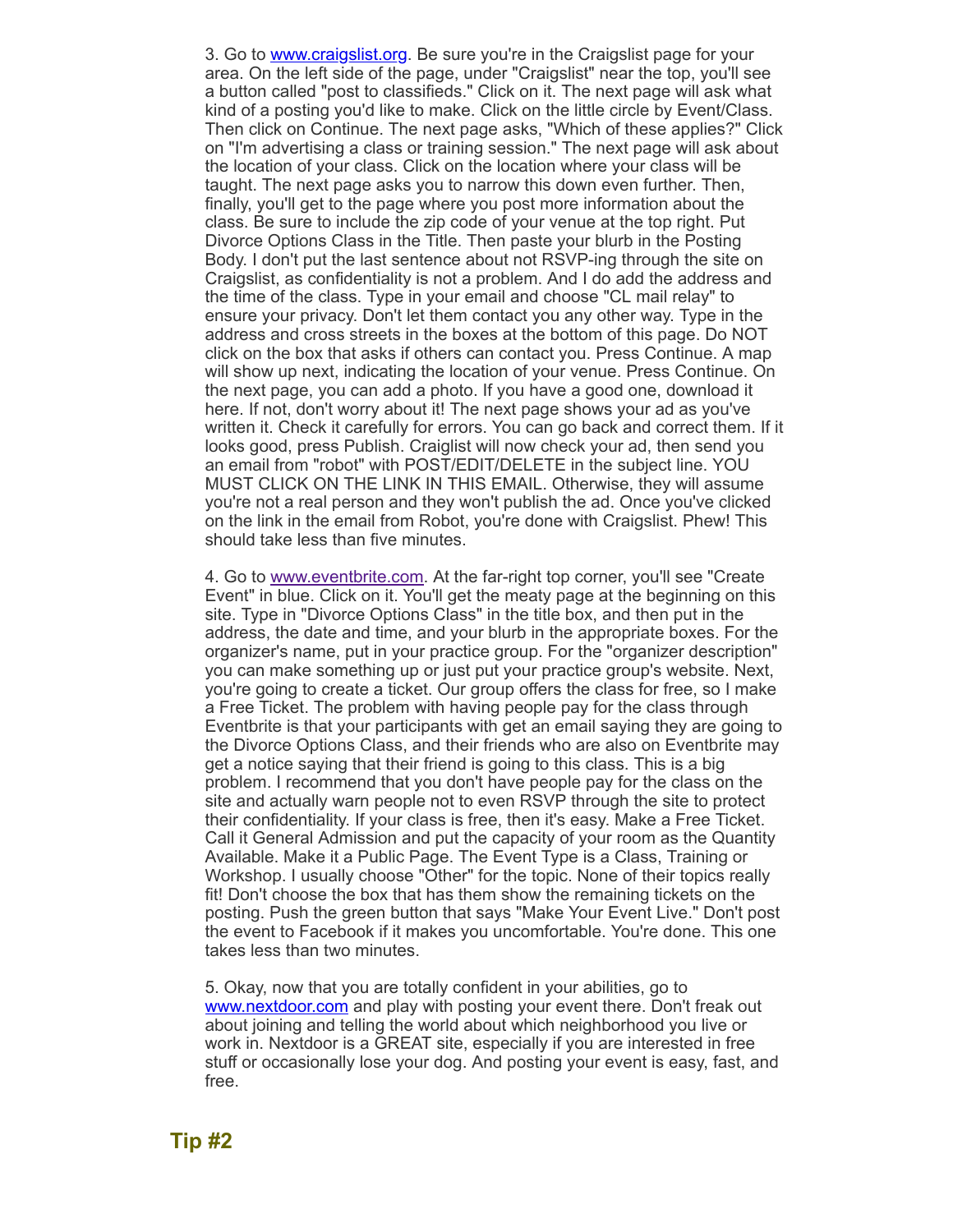3. Go to www.craigslist.org. Be sure you're in the Craigslist page for your area. On the left side of the page, under "Craigslist" near the top, you'll see a button called "post to classifieds." Click on it. The next page will ask what kind of a posting you'd like to make. Click on the little circle by Event/Class. Then click on Continue. The next page asks, "Which of these applies?" Click on "I'm advertising a class or training session." The next page will ask about the location of your class. Click on the location where your class will be taught. The next page asks you to narrow this down even further. Then, finally, you'll get to the page where you post more information about the class. Be sure to include the zip code of your venue at the top right. Put Divorce Options Class in the Title. Then paste your blurb in the Posting Body. I don't put the last sentence about not RSVP-ing through the site on Craigslist, as confidentiality is not a problem. And I do add the address and the time of the class. Type in your email and choose "CL mail relay" to ensure your privacy. Don't let them contact you any other way. Type in the address and cross streets in the boxes at the bottom of this page. Do NOT click on the box that asks if others can contact you. Press Continue. A map will show up next, indicating the location of your venue. Press Continue. On the next page, you can add a photo. If you have a good one, download it here. If not, don't worry about it! The next page shows your ad as you've written it. Check it carefully for errors. You can go back and correct them. If it looks good, press Publish. Craiglist will now check your ad, then send you an email from "robot" with POST/EDIT/DELETE in the subject line. YOU MUST CLICK ON THE LINK IN THIS EMAIL. Otherwise, they will assume you're not a real person and they won't publish the ad. Once you've clicked on the link in the email from Robot, you're done with Craigslist. Phew! This should take less than five minutes.

4. Go to www.eventbrite.com. At the far-right top corner, you'll see "Create Event" in blue. Click on it. You'll get the meaty page at the beginning on this site. Type in "Divorce Options Class" in the title box, and then put in the address, the date and time, and your blurb in the appropriate boxes. For the organizer's name, put in your practice group. For the "organizer description" you can make something up or just put your practice group's website. Next, you're going to create a ticket. Our group offers the class for free, so I make a Free Ticket. The problem with having people pay for the class through Eventbrite is that your participants with get an email saying they are going to the Divorce Options Class, and their friends who are also on Eventbrite may get a notice saying that their friend is going to this class. This is a big problem. I recommend that you don't have people pay for the class on the site and actually warn people not to even RSVP through the site to protect their confidentiality. If your class is free, then it's easy. Make a Free Ticket. Call it General Admission and put the capacity of your room as the Quantity Available. Make it a Public Page. The Event Type is a Class, Training or Workshop. I usually choose "Other" for the topic. None of their topics really fit! Don't choose the box that has them show the remaining tickets on the posting. Push the green button that says "Make Your Event Live." Don't post the event to Facebook if it makes you uncomfortable. You're done. This one takes less than two minutes.

5. Okay, now that you are totally confident in your abilities, go to www.nextdoor.com and play with posting your event there. Don't freak out about joining and telling the world about which neighborhood you live or work in. Nextdoor is a GREAT site, especially if you are interested in free stuff or occasionally lose your dog. And posting your event is easy, fast, and free.

## Tip #2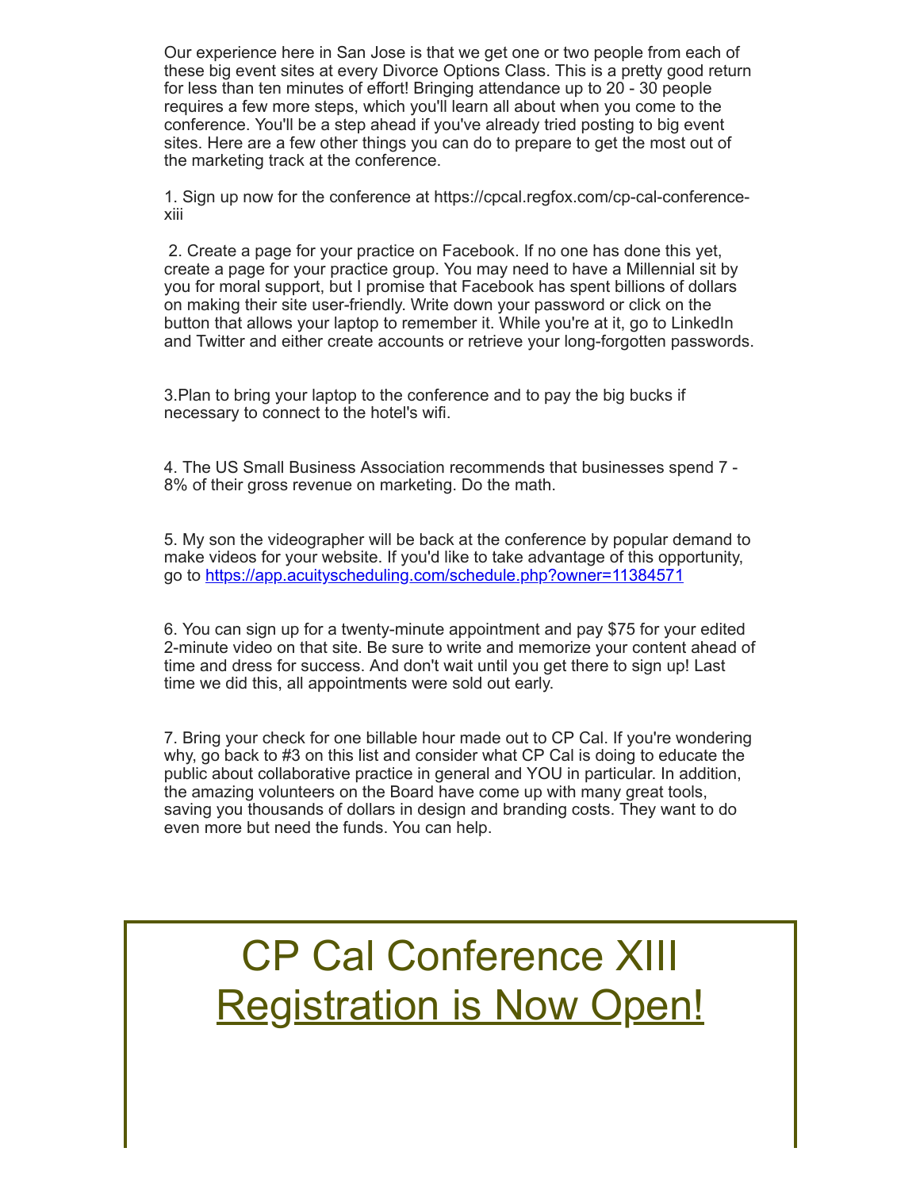Our experience here in San Jose is that we get one or two people from each of these big event sites at every Divorce Options Class. This is a pretty good return for less than ten minutes of effort! Bringing attendance up to 20 - 30 people requires a few more steps, which you'll learn all about when you come to the conference. You'll be a step ahead if you've already tried posting to big event sites. Here are a few other things you can do to prepare to get the most out of the marketing track at the conference.

1. Sign up now for the conference at https://cpcal.regfox.com/cp-cal-conference-xiii

2. Create a page for your practice on Facebook. If no one has done this yet, create a page for your practice group. You may need to have a Millennial sit by you for moral support, but I promise that Facebook has spent billions of dollars on making their site user-friendly. Write down your password or click on the button that allows your laptop to remember it. While you're at it, go to LinkedIn and Twitter and either create accounts or retrieve your long-forgotten passwords.

3.Plan to bring your laptop to the conference and to pay the big bucks if necessary to connect to the hotel's wifi.

4. The US Small Business Association recommends that businesses spend 7 - 8% of their gross revenue on marketing. Do the math.

5. My son the videographer will be back at the conference by popular demand to make videos for your website. If you'd like to take advantage of this opportunity, go to https://app.acuityscheduling.com/schedule.php?owner=11384571

6. You can sign up for a twenty-minute appointment and pay $75 for your edited 2-minute video on that site. Be sure to write and memorize your content ahead of time and dress for success. And don't wait until you get there to sign up! Last time we did this, all appointments were sold out early.

7. Bring your check for one billable hour made out to CP Cal. If you're wondering why, go back to #3 on this list and consider what CP Cal is doing to educate the public about collaborative practice in general and YOU in particular. In addition, the amazing volunteers on the Board have come up with many great tools, saving you thousands of dollars in design and branding costs. They want to do even more but need the funds. You can help.

# CP Cal Conference XIII
# Registration is Now Open!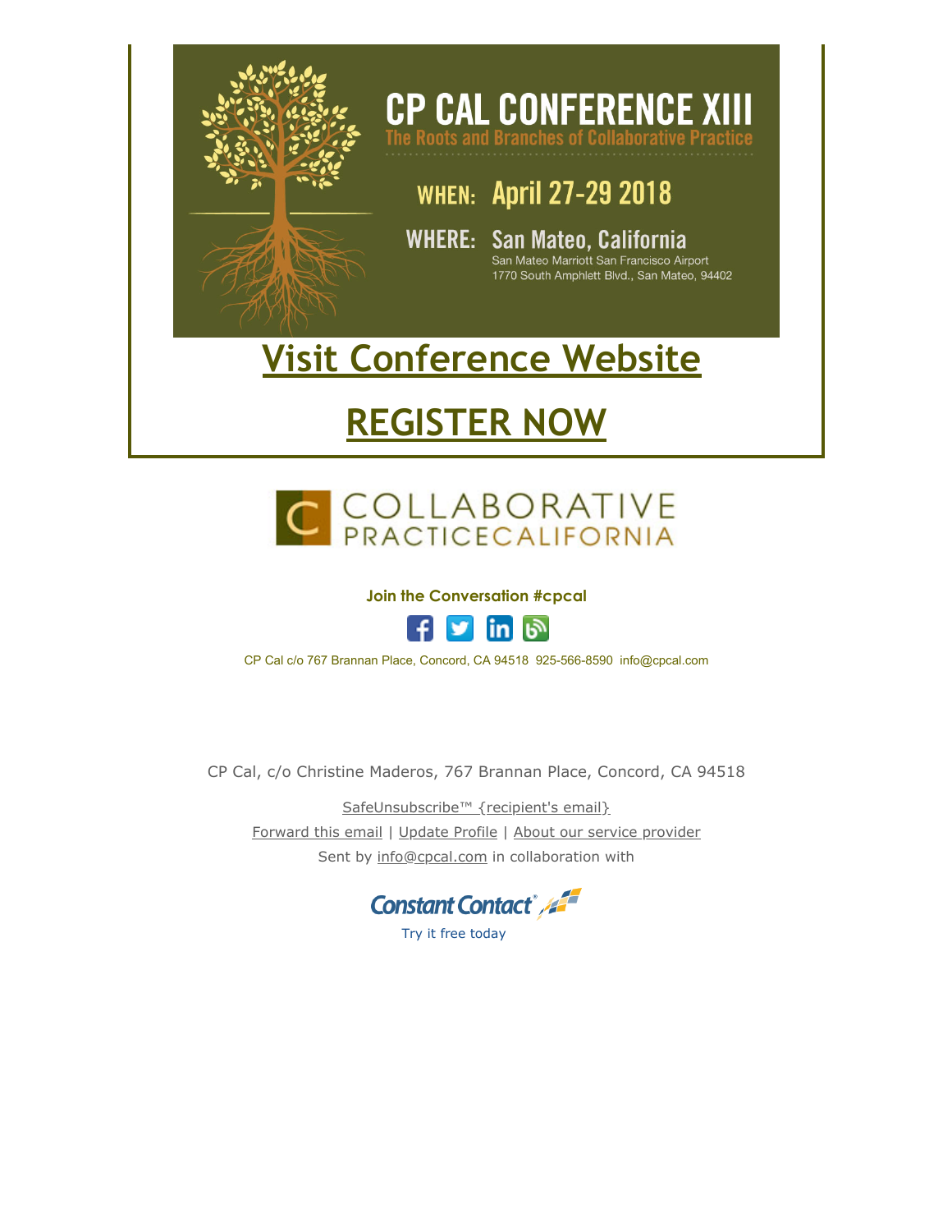# CP CAL CONFERENCE XIII

The Roots and Branches of Collaborative Practice

**WHEN:** April 27-29 2018

**WHERE:** San Mateo, California
San Mateo Marriott San Francisco Airport
1770 South Amphlett Blvd., San Mateo, 94402

## Visit Conference Website

## REGISTER NOW

COLLABORATIVE PRACTICECALIFORNIA

**Join the Conversation #cpcal**

CP Cal c/o 767 Brannan Place, Concord, CA 94518 925-566-8590 info@cpcal.com

CP Cal, c/o Christine Maderos, 767 Brannan Place, Concord, CA 94518

SafeUnsubscribe™ {recipient's email}

Forward this email | Update Profile | About our service provider

Sent by info@cpcal.com in collaboration with

Constant Contact

Try it free today